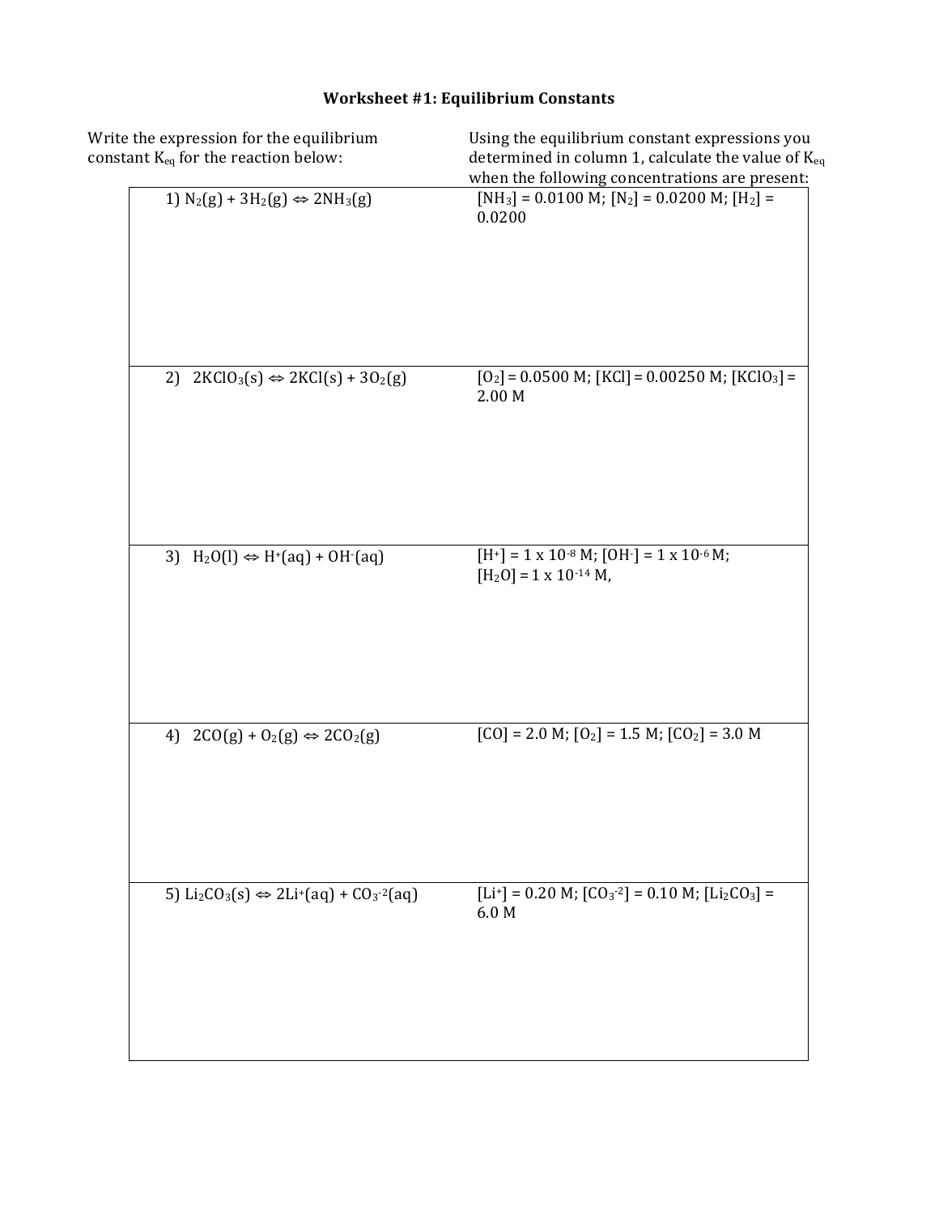# Worksheet #1: Equilibrium Constants

| Write the expression for the equilibrium constant $K_{eq}$ for the reaction below: | Using the equilibrium constant expressions you determined in column 1, calculate the value of $K_{eq}$ when the following concentrations are present: |
| --- | --- |
| 1) $N_2(g) + 3H_2(g) \Leftrightarrow 2NH_3(g)$ | $[NH_3]$ = 0.0100 M; $[N_2]$ = 0.0200 M; $[H_2]$ = 0.0200 |
| 2) $2KClO_3(s) \Leftrightarrow 2KCl(s) + 3O_2(g)$ | $[O_2]$ = 0.0500 M; $[KCl]$ = 0.00250 M; $[KClO_3]$ = 2.00 M |
| 3) $H_2O(l) \Leftrightarrow H^+(aq) + OH^-(aq)$ | $[H^+] = 1 \times 10^{-8}$ M; $[OH^-] = 1 \times 10^{-6}$ M; $[H_2O] = 1 \times 10^{-14}$ M, |
| 4) $2CO(g) + O_2(g) \Leftrightarrow 2CO_2(g)$ | $[CO]$ = 2.0 M; $[O_2]$ = 1.5 M; $[CO_2]$ = 3.0 M |
| 5) $Li_2CO_3(s) \Leftrightarrow 2Li^+(aq) + CO_3^{-2}(aq)$ | $[Li^+]$ = 0.20 M; $[CO_3^{-2}]$ = 0.10 M; $[Li_2CO_3]$ = 6.0 M |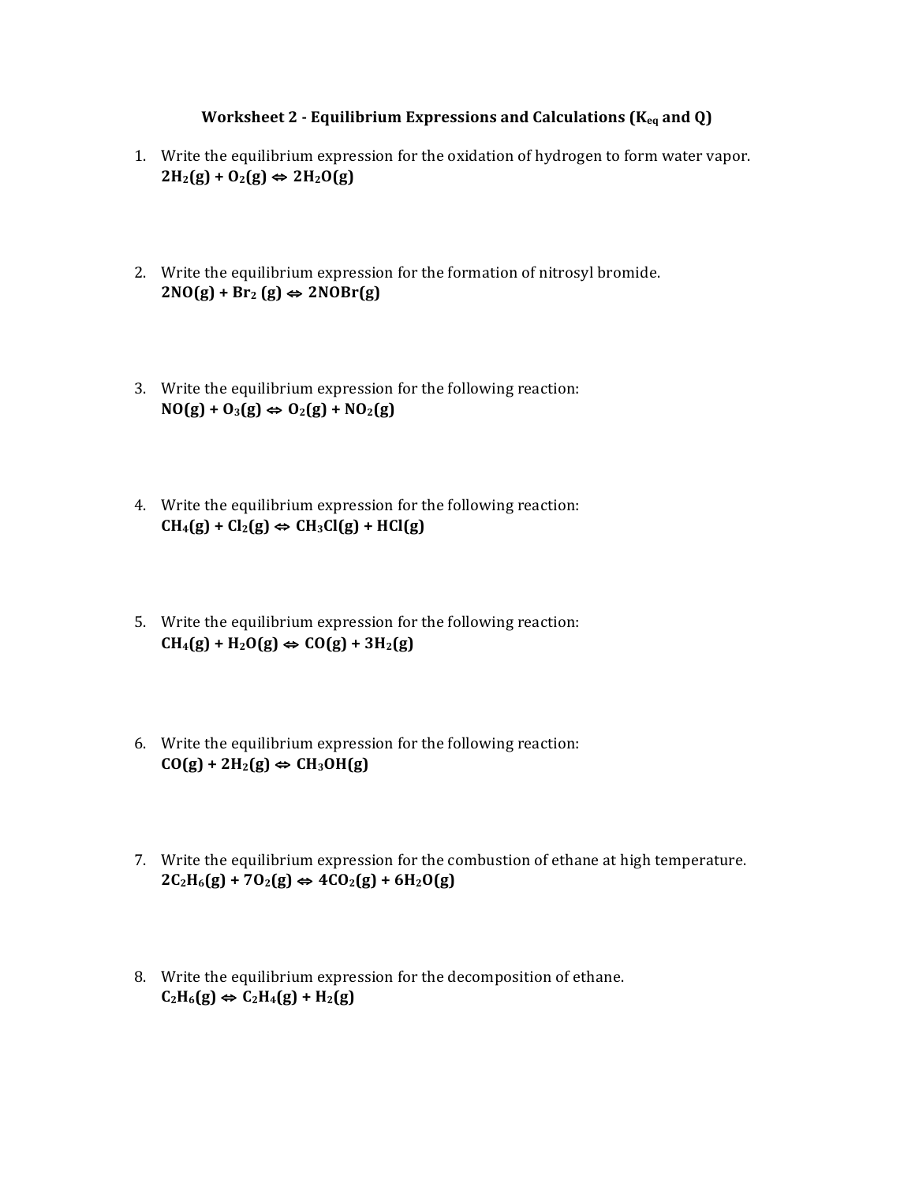### Worksheet 2 - Equilibrium Expressions and Calculations ($K_{eq}$ and Q)

1. Write the equilibrium expression for the oxidation of hydrogen to form water vapor.
   **$2H_2(g) + O_2(g) \Leftrightarrow 2H_2O(g)$**

2. Write the equilibrium expression for the formation of nitrosyl bromide.
   **$2NO(g) + Br_2(g) \Leftrightarrow 2NOBr(g)$**

3. Write the equilibrium expression for the following reaction:
   **$NO(g) + O_3(g) \Leftrightarrow O_2(g) + NO_2(g)$**

4. Write the equilibrium expression for the following reaction:
   **$CH_4(g) + Cl_2(g) \Leftrightarrow CH_3Cl(g) + HCl(g)$**

5. Write the equilibrium expression for the following reaction:
   **$CH_4(g) + H_2O(g) \Leftrightarrow CO(g) + 3H_2(g)$**

6. Write the equilibrium expression for the following reaction:
   **$CO(g) + 2H_2(g) \Leftrightarrow CH_3OH(g)$**

7. Write the equilibrium expression for the combustion of ethane at high temperature.
   **$2C_2H_6(g) + 7O_2(g) \Leftrightarrow 4CO_2(g) + 6H_2O(g)$**

8. Write the equilibrium expression for the decomposition of ethane.
   **$C_2H_6(g) \Leftrightarrow C_2H_4(g) + H_2(g)$**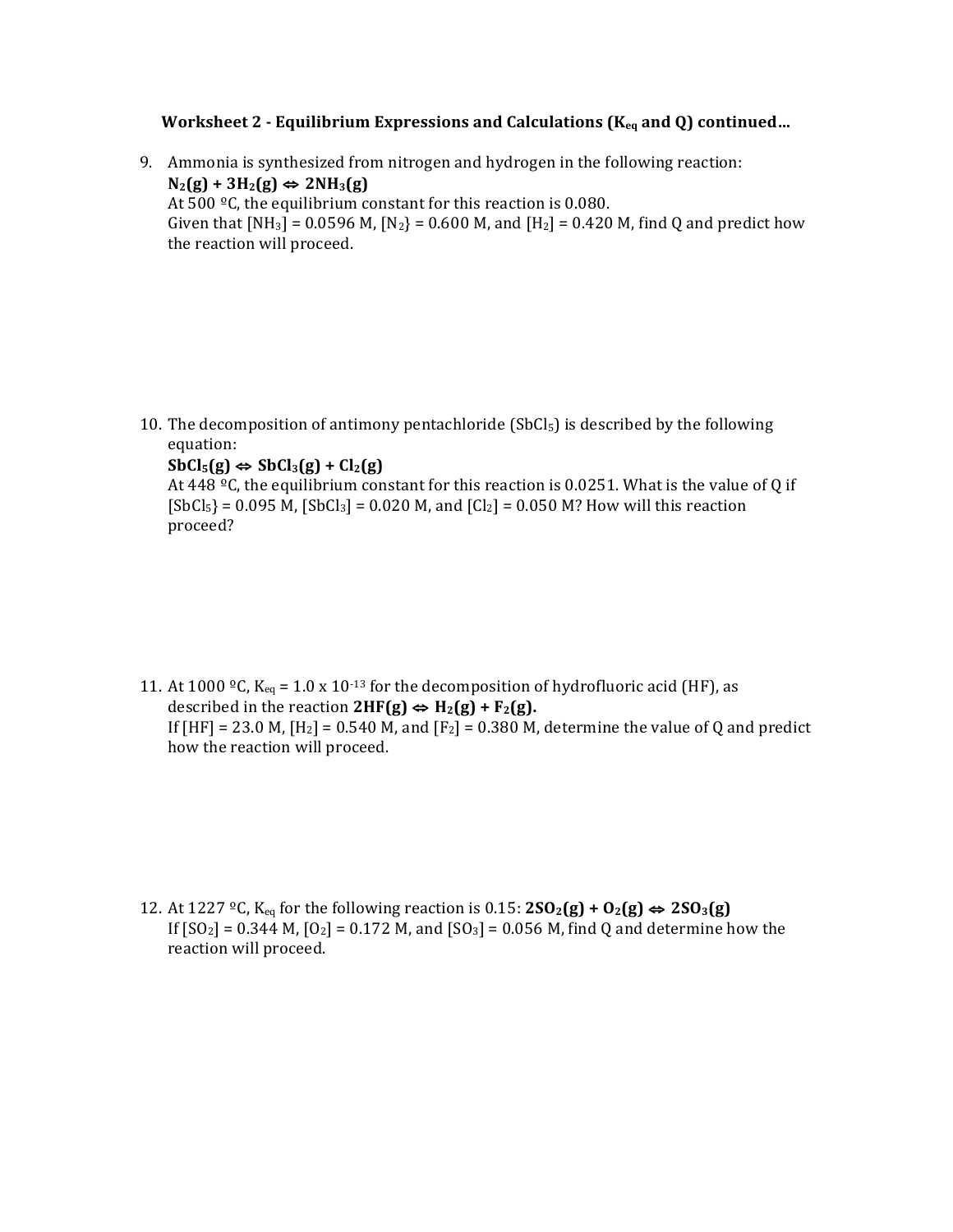### Worksheet 2 - Equilibrium Expressions and Calculations ($K_{eq}$ and Q) continued…

9. Ammonia is synthesized from nitrogen and hydrogen in the following reaction:
   **$N_2(g) + 3H_2(g) \Leftrightarrow 2NH_3(g)$**
   At 500 ºC, the equilibrium constant for this reaction is 0.080.
   Given that $[NH_3]$ = 0.0596 M, $[N_2\}$ = 0.600 M, and $[H_2]$ = 0.420 M, find Q and predict how the reaction will proceed.

10. The decomposition of antimony pentachloride ($SbCl_5$) is described by the following equation:
    **$SbCl_5(g) \Leftrightarrow SbCl_3(g) + Cl_2(g)$**
    At 448 ºC, the equilibrium constant for this reaction is 0.0251. What is the value of Q if $[SbCl_5\}$ = 0.095 M, $[SbCl_3]$ = 0.020 M, and $[Cl_2]$ = 0.050 M? How will this reaction proceed?

11. At 1000 ºC, $K_{eq} = 1.0 \times 10^{-13}$ for the decomposition of hydrofluoric acid (HF), as described in the reaction **$2HF(g) \Leftrightarrow H_2(g) + F_2(g)$.**
    If [HF] = 23.0 M, $[H_2]$ = 0.540 M, and $[F_2]$ = 0.380 M, determine the value of Q and predict how the reaction will proceed.

12. At 1227 ºC, $K_{eq}$ for the following reaction is 0.15: **$2SO_2(g) + O_2(g) \Leftrightarrow 2SO_3(g)$**
    If $[SO_2]$ = 0.344 M, $[O_2]$ = 0.172 M, and $[SO_3]$ = 0.056 M, find Q and determine how the reaction will proceed.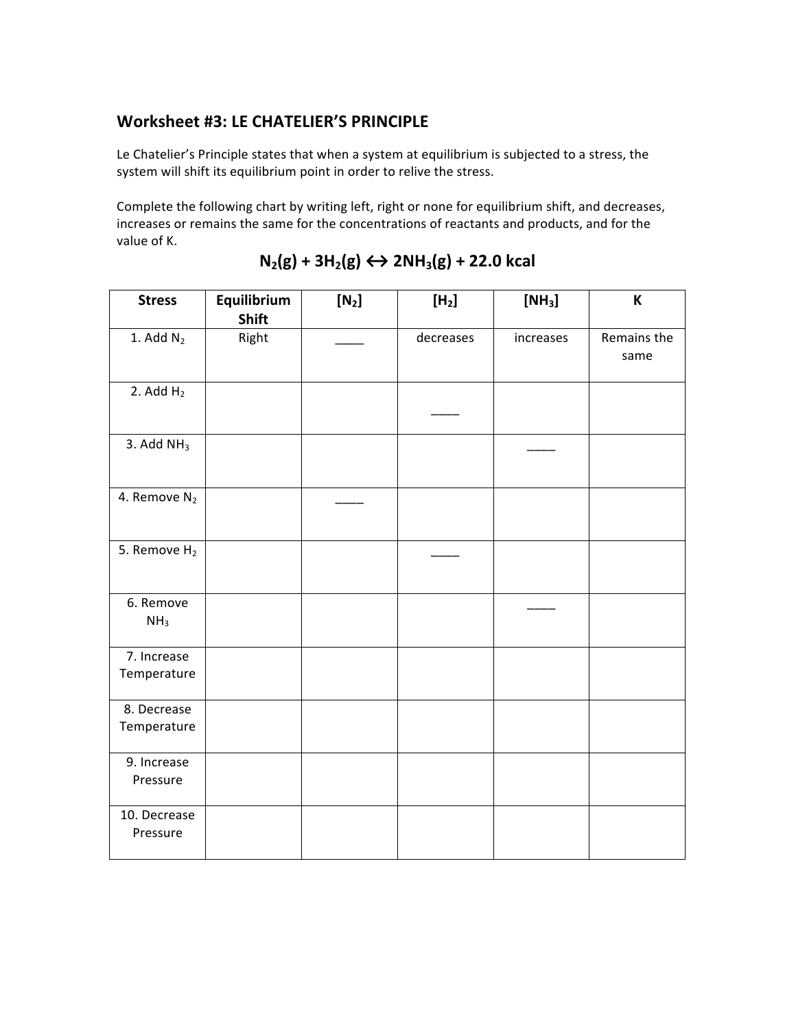## Worksheet #3: LE CHATELIER'S PRINCIPLE

Le Chatelier's Principle states that when a system at equilibrium is subjected to a stress, the system will shift its equilibrium point in order to relive the stress.

Complete the following chart by writing left, right or none for equilibrium shift, and decreases, increases or remains the same for the concentrations of reactants and products, and for the value of K.

$$N_2(g) + 3H_2(g) \leftrightarrow 2NH_3(g) + 22.0 \text{ kcal}$$

| Stress | Equilibrium Shift | $[N_2]$ | $[H_2]$ | $[NH_3]$ | K |
|---|---|---|---|---|---|
| 1. Add $N_2$ | Right | ____ | decreases | increases | Remains the same |
| 2. Add $H_2$ | | | ____ | | |
| 3. Add $NH_3$ | | | | ____ | |
| 4. Remove $N_2$ | | ____ | | | |
| 5. Remove $H_2$ | | | ____ | | |
| 6. Remove $NH_3$ | | | | ____ | |
| 7. Increase Temperature | | | | | |
| 8. Decrease Temperature | | | | | |
| 9. Increase Pressure | | | | | |
| 10. Decrease Pressure | | | | | |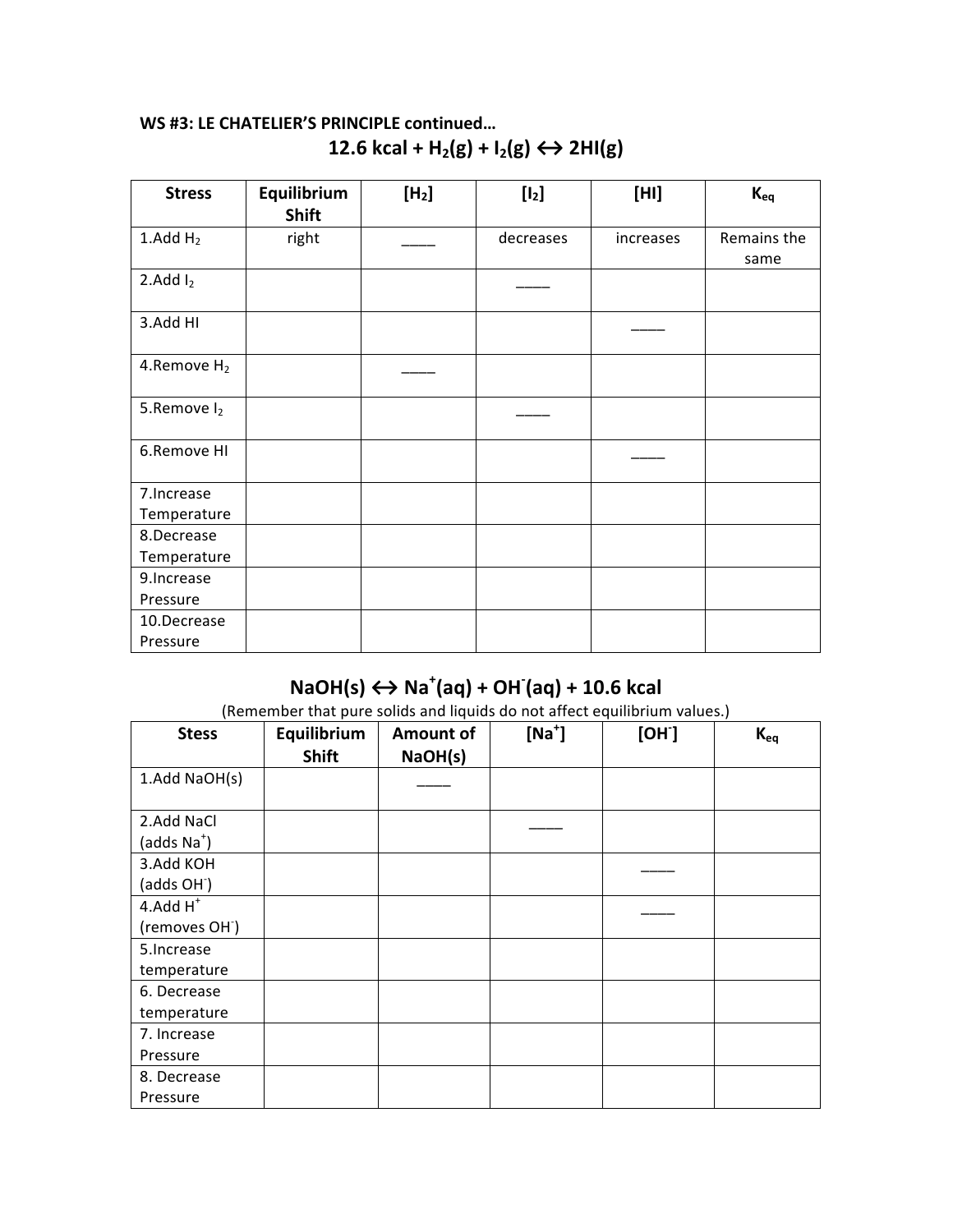**WS #3: LE CHATELIER'S PRINCIPLE continued…**

## 12.6 kcal + $H_2(g)$ + $I_2(g)$ ↔ 2HI(g)

| Stress | Equilibrium Shift | $[H_2]$ | $[I_2]$ | [HI] | $K_{eq}$ |
|---|---|---|---|---|---|
| 1.Add $H_2$ | right | ____ | decreases | increases | Remains the same |
| 2.Add $I_2$ | | | ____ | | |
| 3.Add HI | | | | ____ | |
| 4.Remove $H_2$ | | ____ | | | |
| 5.Remove $I_2$ | | | ____ | | |
| 6.Remove HI | | | | ____ | |
| 7.Increase Temperature | | | | | |
| 8.Decrease Temperature | | | | | |
| 9.Increase Pressure | | | | | |
| 10.Decrease Pressure | | | | | |

## NaOH(s) ↔ $Na^+(aq)$ + $OH^-(aq)$ + 10.6 kcal

(Remember that pure solids and liquids do not affect equilibrium values.)

| Stess | Equilibrium Shift | Amount of NaOH(s) | $[Na^+]$ | $[OH^-]$ | $K_{eq}$ |
|---|---|---|---|---|---|
| 1.Add NaOH(s) | | ____ | | | |
| 2.Add NaCl (adds $Na^+$) | | | ____ | | |
| 3.Add KOH (adds $OH^-$) | | | | ____ | |
| 4.Add $H^+$ (removes $OH^-$) | | | | ____ | |
| 5.Increase temperature | | | | | |
| 6. Decrease temperature | | | | | |
| 7. Increase Pressure | | | | | |
| 8. Decrease Pressure | | | | | |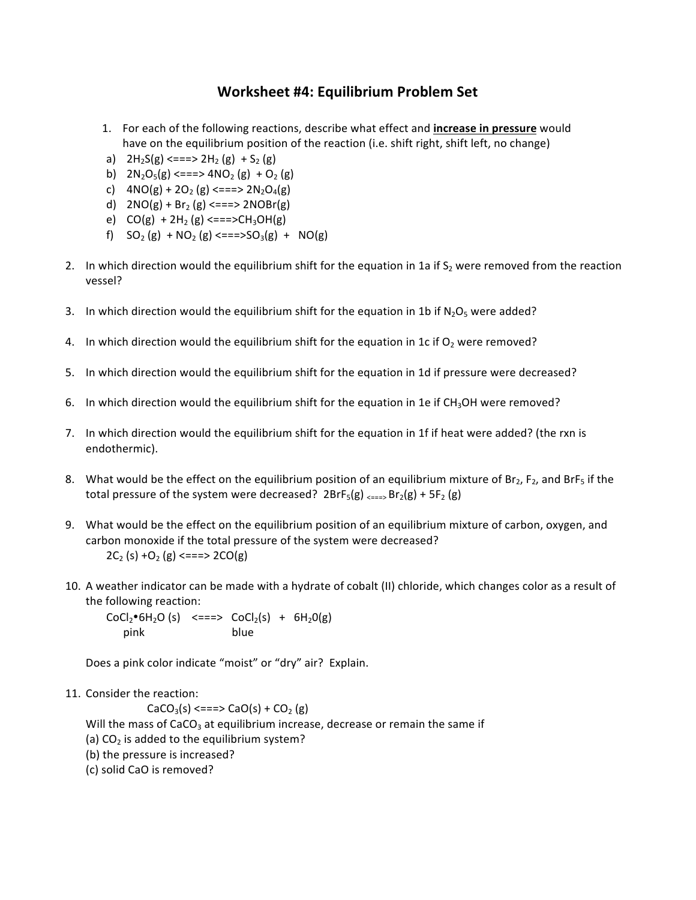# Worksheet #4: Equilibrium Problem Set

1. For each of the following reactions, describe what effect and **increase in pressure** would have on the equilibrium position of the reaction (i.e. shift right, shift left, no change)
   a) $2H_2S(g)$ <===> $2H_2(g) + S_2(g)$
   b) $2N_2O_5(g)$ <===> $4NO_2(g) + O_2(g)$
   c) $4NO(g) + 2O_2(g)$ <===> $2N_2O_4(g)$
   d) $2NO(g) + Br_2(g)$ <===> $2NOBr(g)$
   e) $CO(g) + 2H_2(g)$ <===> $CH_3OH(g)$
   f) $SO_2(g) + NO_2(g)$ <===> $SO_3(g) + NO(g)$

2. In which direction would the equilibrium shift for the equation in 1a if $S_2$ were removed from the reaction vessel?

3. In which direction would the equilibrium shift for the equation in 1b if $N_2O_5$ were added?

4. In which direction would the equilibrium shift for the equation in 1c if $O_2$ were removed?

5. In which direction would the equilibrium shift for the equation in 1d if pressure were decreased?

6. In which direction would the equilibrium shift for the equation in 1e if $CH_3OH$ were removed?

7. In which direction would the equilibrium shift for the equation in 1f if heat were added? (the rxn is endothermic).

8. What would be the effect on the equilibrium position of an equilibrium mixture of $Br_2$, $F_2$, and $BrF_5$ if the total pressure of the system were decreased? $2BrF_5(g)$ <===> $Br_2(g) + 5F_2(g)$

9. What would be the effect on the equilibrium position of an equilibrium mixture of carbon, oxygen, and carbon monoxide if the total pressure of the system were decreased?
   $2C_2(s) + O_2(g)$ <===> $2CO(g)$

10. A weather indicator can be made with a hydrate of cobalt (II) chloride, which changes color as a result of the following reaction:
    $CoCl_2 \bullet 6H_2O(s)$ <===> $CoCl_2(s) + 6H_2O(g)$
    pink — blue

    Does a pink color indicate "moist" or "dry" air? Explain.

11. Consider the reaction:
    $CaCO_3(s)$ <===> $CaO(s) + CO_2(g)$
    Will the mass of $CaCO_3$ at equilibrium increase, decrease or remain the same if
    (a) $CO_2$ is added to the equilibrium system?
    (b) the pressure is increased?
    (c) solid CaO is removed?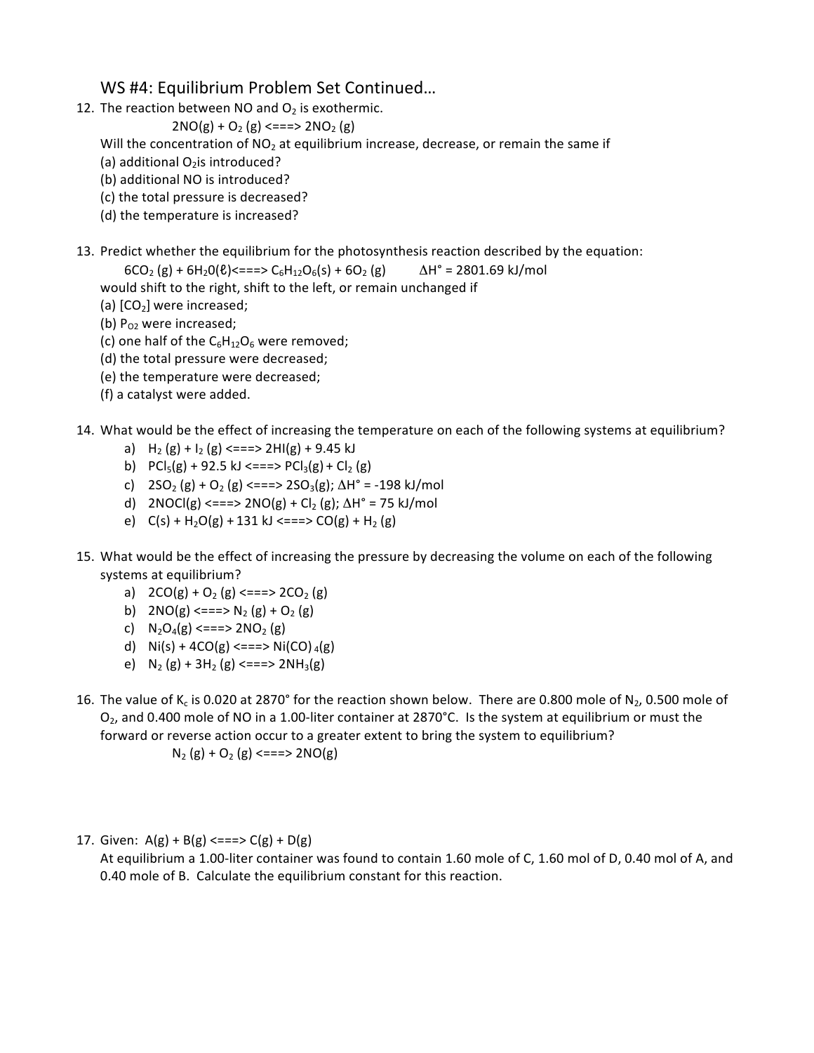## WS #4: Equilibrium Problem Set Continued…

12. The reaction between NO and $O_2$ is exothermic.

    $$2NO(g) + O_2(g) \Longleftrightarrow 2NO_2(g)$$

    Will the concentration of $NO_2$ at equilibrium increase, decrease, or remain the same if
    (a) additional $O_2$ is introduced?
    (b) additional NO is introduced?
    (c) the total pressure is decreased?
    (d) the temperature is increased?

13. Predict whether the equilibrium for the photosynthesis reaction described by the equation:

    $$6CO_2(g) + 6H_2O(\ell) \Longleftrightarrow C_6H_{12}O_6(s) + 6O_2(g) \qquad \Delta H^\circ = 2801.69 \text{ kJ/mol}$$

    would shift to the right, shift to the left, or remain unchanged if
    (a) $[CO_2]$ were increased;
    (b) $P_{O2}$ were increased;
    (c) one half of the $C_6H_{12}O_6$ were removed;
    (d) the total pressure were decreased;
    (e) the temperature were decreased;
    (f) a catalyst were added.

14. What would be the effect of increasing the temperature on each of the following systems at equilibrium?
    a) $H_2(g) + I_2(g) \Longleftrightarrow 2HI(g) + 9.45$ kJ
    b) $PCl_5(g) + 92.5$ kJ $\Longleftrightarrow PCl_3(g) + Cl_2(g)$
    c) $2SO_2(g) + O_2(g) \Longleftrightarrow 2SO_3(g)$; $\Delta H^\circ = -198$ kJ/mol
    d) $2NOCl(g) \Longleftrightarrow 2NO(g) + Cl_2(g)$; $\Delta H^\circ = 75$ kJ/mol
    e) $C(s) + H_2O(g) + 131$ kJ $\Longleftrightarrow CO(g) + H_2(g)$

15. What would be the effect of increasing the pressure by decreasing the volume on each of the following systems at equilibrium?
    a) $2CO(g) + O_2(g) \Longleftrightarrow 2CO_2(g)$
    b) $2NO(g) \Longleftrightarrow N_2(g) + O_2(g)$
    c) $N_2O_4(g) \Longleftrightarrow 2NO_2(g)$
    d) $Ni(s) + 4CO(g) \Longleftrightarrow Ni(CO)_4(g)$
    e) $N_2(g) + 3H_2(g) \Longleftrightarrow 2NH_3(g)$

16. The value of $K_c$ is 0.020 at 2870° for the reaction shown below. There are 0.800 mole of $N_2$, 0.500 mole of $O_2$, and 0.400 mole of NO in a 1.00-liter container at 2870°C. Is the system at equilibrium or must the forward or reverse action occur to a greater extent to bring the system to equilibrium?

    $$N_2(g) + O_2(g) \Longleftrightarrow 2NO(g)$$

17. Given: $A(g) + B(g) \Longleftrightarrow C(g) + D(g)$
    At equilibrium a 1.00-liter container was found to contain 1.60 mole of C, 1.60 mol of D, 0.40 mol of A, and 0.40 mole of B. Calculate the equilibrium constant for this reaction.